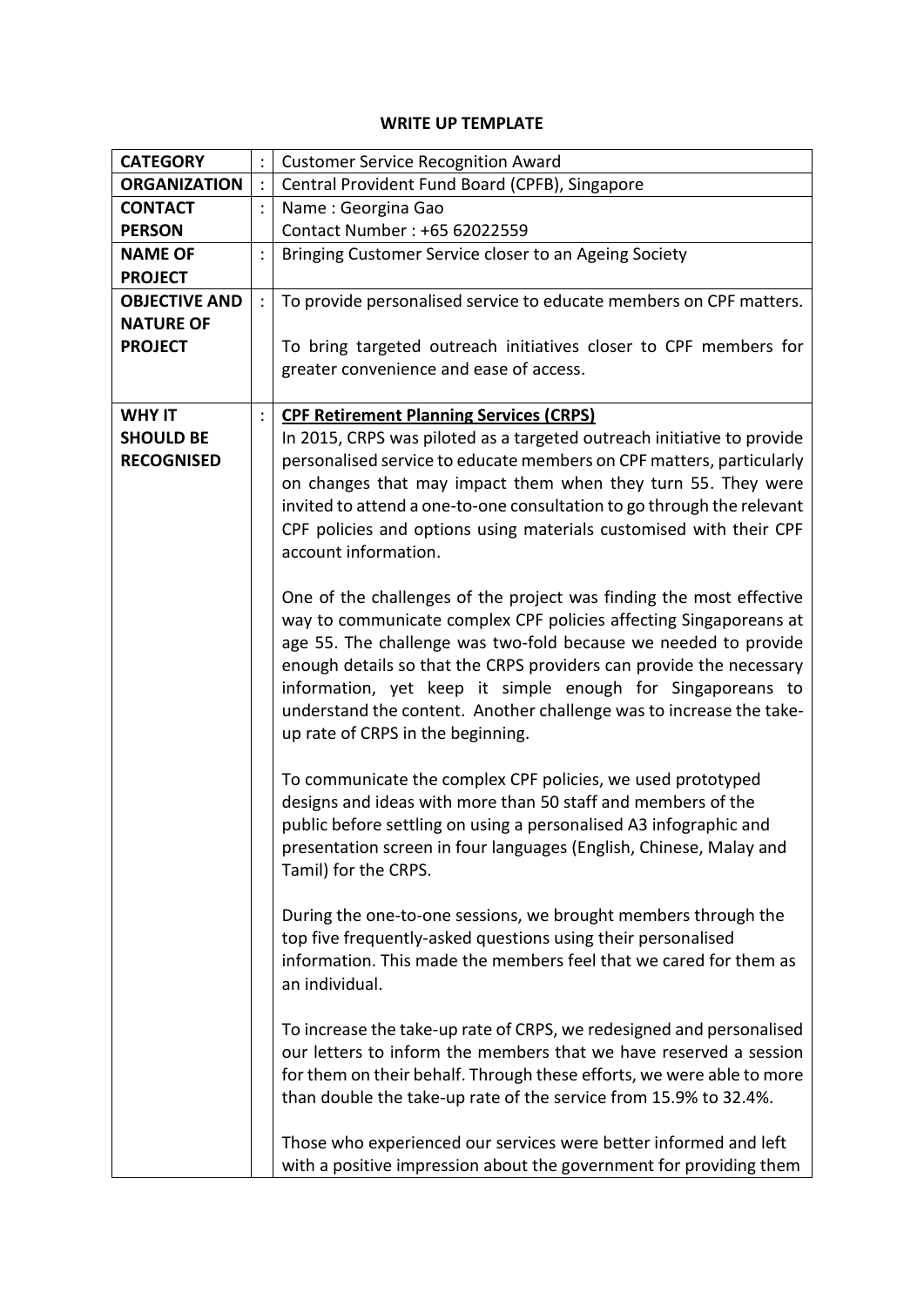**WRITE UP TEMPLATE**

| | | |
|---|---|---|
| **CATEGORY** | : | Customer Service Recognition Award |
| **ORGANIZATION** | : | Central Provident Fund Board (CPFB), Singapore |
| **CONTACT PERSON** | : | Name : Georgina Gao<br>Contact Number : +65 62022559 |
| **NAME OF PROJECT** | : | Bringing Customer Service closer to an Ageing Society |
| **OBJECTIVE AND NATURE OF PROJECT** | : | To provide personalised service to educate members on CPF matters.<br><br>To bring targeted outreach initiatives closer to CPF members for greater convenience and ease of access. |
| **WHY IT SHOULD BE RECOGNISED** | : | <u>**CPF Retirement Planning Services (CRPS)**</u><br>In 2015, CRPS was piloted as a targeted outreach initiative to provide personalised service to educate members on CPF matters, particularly on changes that may impact them when they turn 55. They were invited to attend a one-to-one consultation to go through the relevant CPF policies and options using materials customised with their CPF account information.<br><br>One of the challenges of the project was finding the most effective way to communicate complex CPF policies affecting Singaporeans at age 55. The challenge was two-fold because we needed to provide enough details so that the CRPS providers can provide the necessary information, yet keep it simple enough for Singaporeans to understand the content. Another challenge was to increase the take-up rate of CRPS in the beginning.<br><br>To communicate the complex CPF policies, we used prototyped designs and ideas with more than 50 staff and members of the public before settling on using a personalised A3 infographic and presentation screen in four languages (English, Chinese, Malay and Tamil) for the CRPS.<br><br>During the one-to-one sessions, we brought members through the top five frequently-asked questions using their personalised information. This made the members feel that we cared for them as an individual.<br><br>To increase the take-up rate of CRPS, we redesigned and personalised our letters to inform the members that we have reserved a session for them on their behalf. Through these efforts, we were able to more than double the take-up rate of the service from 15.9% to 32.4%.<br><br>Those who experienced our services were better informed and left with a positive impression about the government for providing them |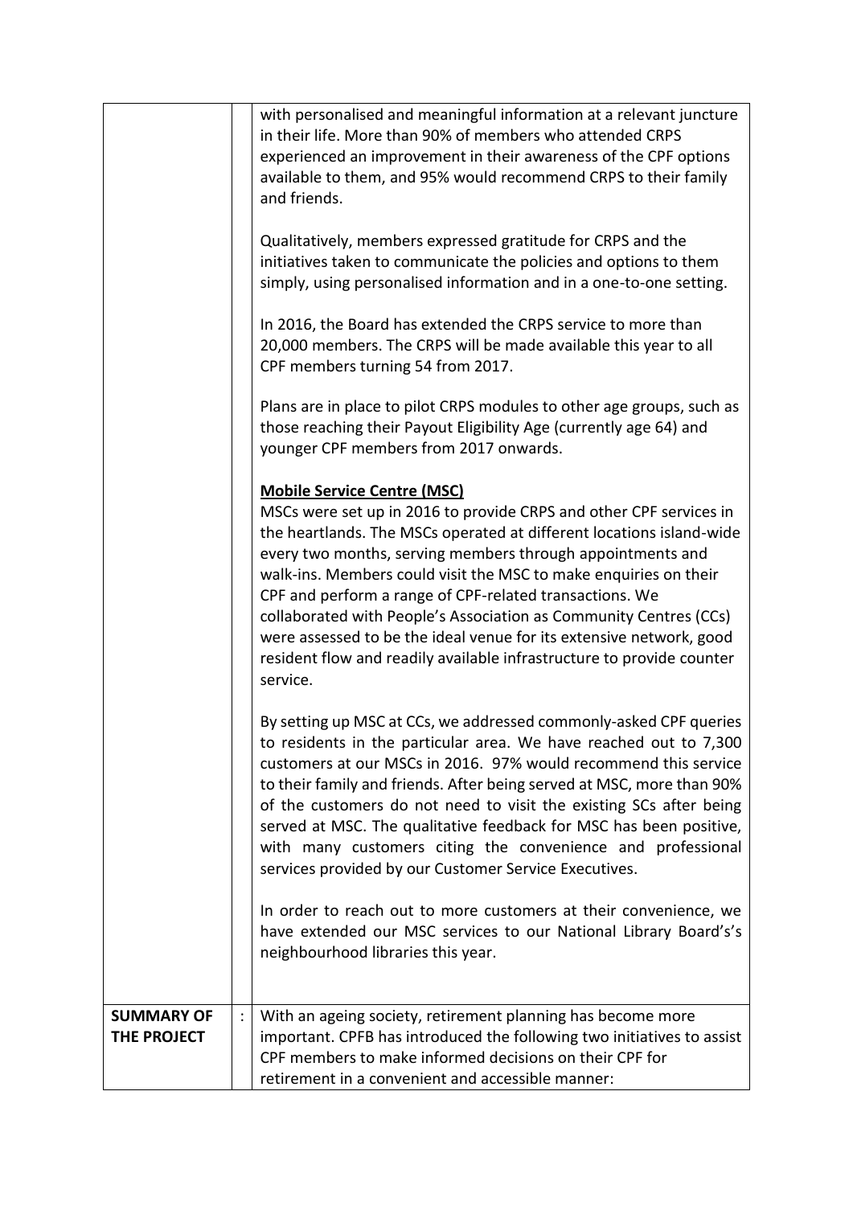| | | |
|---|---|---|
| | | with personalised and meaningful information at a relevant juncture in their life. More than 90% of members who attended CRPS experienced an improvement in their awareness of the CPF options available to them, and 95% would recommend CRPS to their family and friends.<br><br>Qualitatively, members expressed gratitude for CRPS and the initiatives taken to communicate the policies and options to them simply, using personalised information and in a one-to-one setting.<br><br>In 2016, the Board has extended the CRPS service to more than 20,000 members. The CRPS will be made available this year to all CPF members turning 54 from 2017.<br><br>Plans are in place to pilot CRPS modules to other age groups, such as those reaching their Payout Eligibility Age (currently age 64) and younger CPF members from 2017 onwards.<br><br>**<u>Mobile Service Centre (MSC)</u>**<br>MSCs were set up in 2016 to provide CRPS and other CPF services in the heartlands. The MSCs operated at different locations island-wide every two months, serving members through appointments and walk-ins. Members could visit the MSC to make enquiries on their CPF and perform a range of CPF-related transactions. We collaborated with People's Association as Community Centres (CCs) were assessed to be the ideal venue for its extensive network, good resident flow and readily available infrastructure to provide counter service.<br><br>By setting up MSC at CCs, we addressed commonly-asked CPF queries to residents in the particular area. We have reached out to 7,300 customers at our MSCs in 2016. 97% would recommend this service to their family and friends. After being served at MSC, more than 90% of the customers do not need to visit the existing SCs after being served at MSC. The qualitative feedback for MSC has been positive, with many customers citing the convenience and professional services provided by our Customer Service Executives.<br><br>In order to reach out to more customers at their convenience, we have extended our MSC services to our National Library Board's's neighbourhood libraries this year. |
| **SUMMARY OF THE PROJECT** | : | With an ageing society, retirement planning has become more important. CPFB has introduced the following two initiatives to assist CPF members to make informed decisions on their CPF for retirement in a convenient and accessible manner: |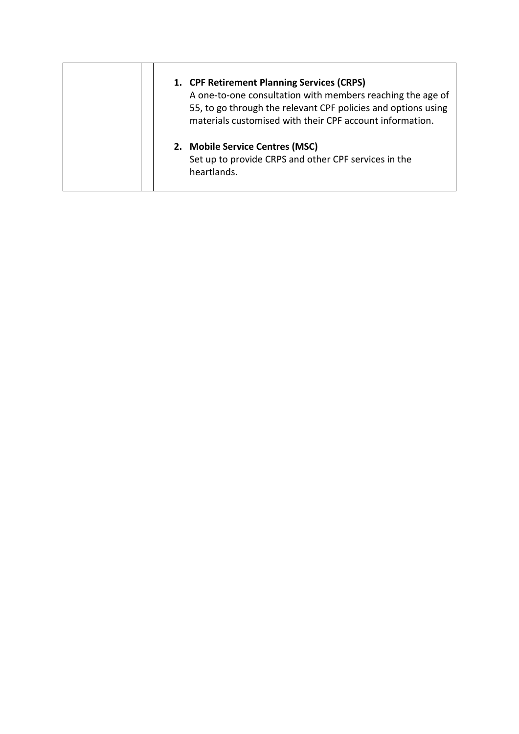| | | |
|---|---|---|
| | | 1. **CPF Retirement Planning Services (CRPS)**<br>A one-to-one consultation with members reaching the age of 55, to go through the relevant CPF policies and options using materials customised with their CPF account information.<br><br>2. **Mobile Service Centres (MSC)**<br>Set up to provide CRPS and other CPF services in the heartlands. |